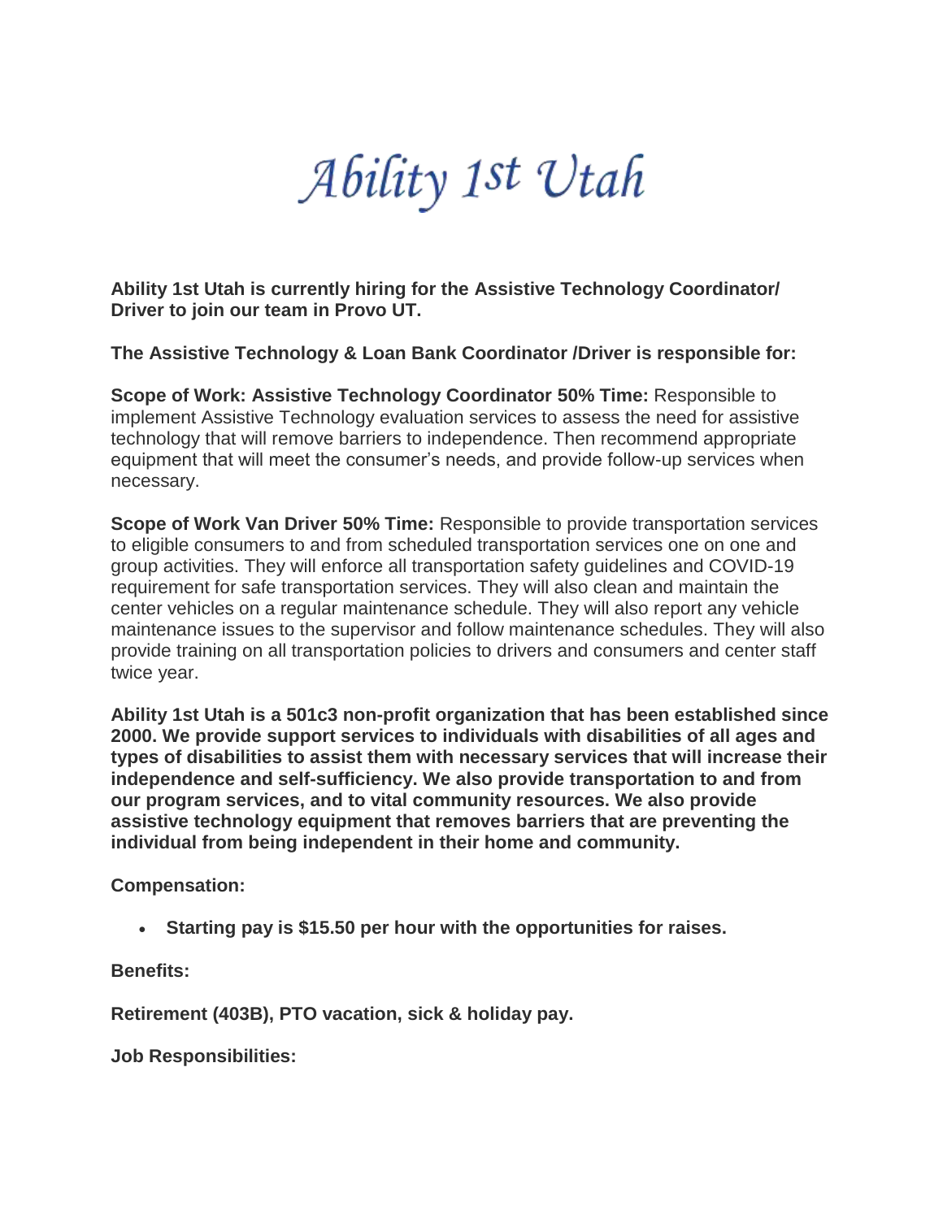# *Ability 1st Utah*

**Ability 1st Utah is currently hiring for the Assistive Technology Coordinator/ Driver to join our team in Provo UT.**

**The Assistive Technology & Loan Bank Coordinator /Driver is responsible for:**

**Scope of Work: Assistive Technology Coordinator 50% Time:** Responsible to implement Assistive Technology evaluation services to assess the need for assistive technology that will remove barriers to independence. Then recommend appropriate equipment that will meet the consumer's needs, and provide follow-up services when necessary.

**Scope of Work Van Driver 50% Time:** Responsible to provide transportation services to eligible consumers to and from scheduled transportation services one on one and group activities. They will enforce all transportation safety guidelines and COVID-19 requirement for safe transportation services. They will also clean and maintain the center vehicles on a regular maintenance schedule. They will also report any vehicle maintenance issues to the supervisor and follow maintenance schedules. They will also provide training on all transportation policies to drivers and consumers and center staff twice year.

**Ability 1st Utah is a 501c3 non-profit organization that has been established since 2000. We provide support services to individuals with disabilities of all ages and types of disabilities to assist them with necessary services that will increase their independence and self-sufficiency. We also provide transportation to and from our program services, and to vital community resources. We also provide assistive technology equipment that removes barriers that are preventing the individual from being independent in their home and community.**

**Compensation:**

- **Starting pay is $15.50 per hour with the opportunities for raises.**

**Benefits:**

**Retirement (403B), PTO vacation, sick & holiday pay.**

**Job Responsibilities:**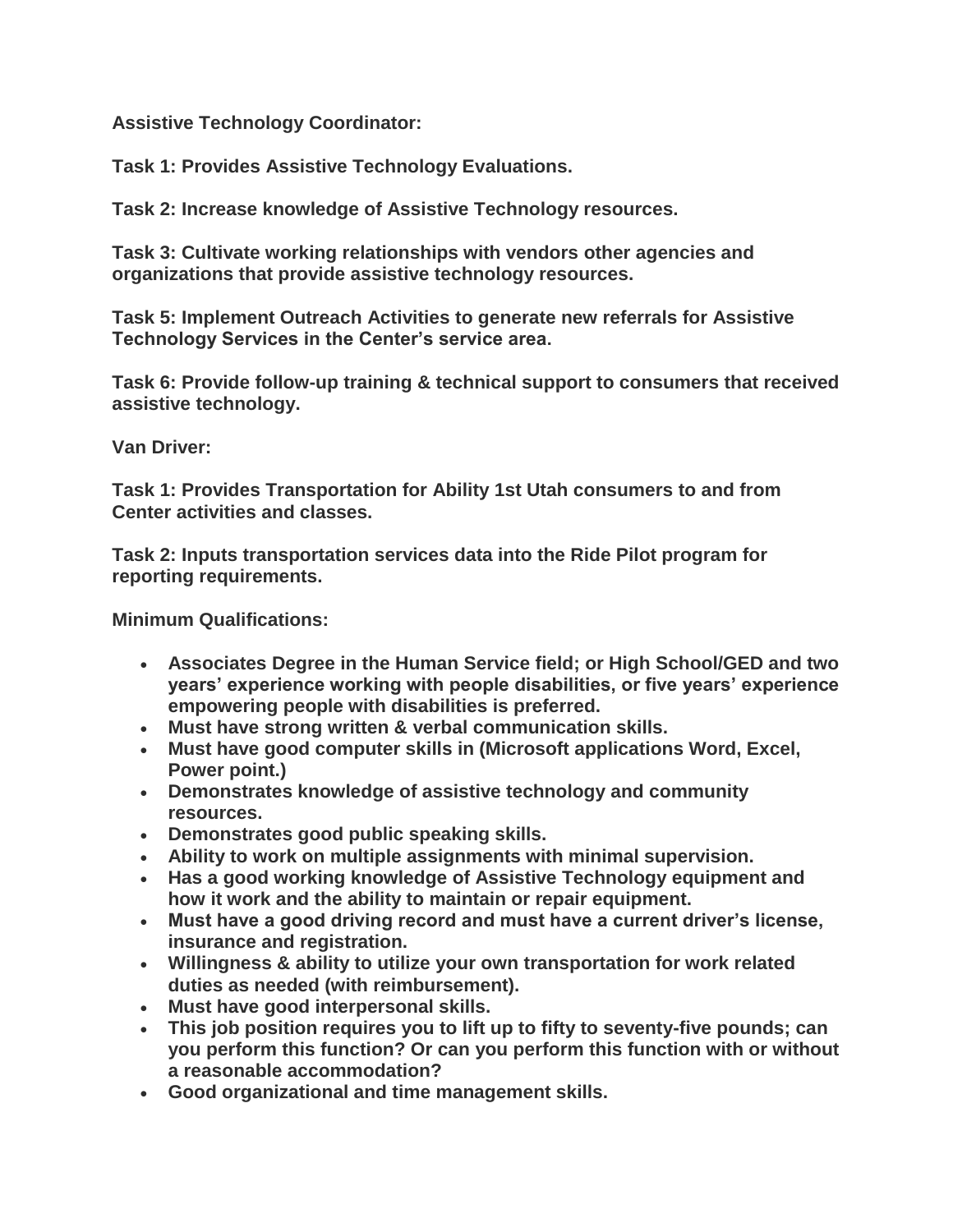**Assistive Technology Coordinator:**

**Task 1: Provides Assistive Technology Evaluations.**

**Task 2: Increase knowledge of Assistive Technology resources.**

**Task 3: Cultivate working relationships with vendors other agencies and organizations that provide assistive technology resources.**

**Task 5: Implement Outreach Activities to generate new referrals for Assistive Technology Services in the Center's service area.**

**Task 6: Provide follow-up training & technical support to consumers that received assistive technology.**

**Van Driver:**

**Task 1: Provides Transportation for Ability 1st Utah consumers to and from Center activities and classes.**

**Task 2: Inputs transportation services data into the Ride Pilot program for reporting requirements.**

**Minimum Qualifications:**

- **Associates Degree in the Human Service field; or High School/GED and two years' experience working with people disabilities, or five years' experience empowering people with disabilities is preferred.**
- **Must have strong written & verbal communication skills.**
- **Must have good computer skills in (Microsoft applications Word, Excel, Power point.)**
- **Demonstrates knowledge of assistive technology and community resources.**
- **Demonstrates good public speaking skills.**
- **Ability to work on multiple assignments with minimal supervision.**
- **Has a good working knowledge of Assistive Technology equipment and how it work and the ability to maintain or repair equipment.**
- **Must have a good driving record and must have a current driver's license, insurance and registration.**
- **Willingness & ability to utilize your own transportation for work related duties as needed (with reimbursement).**
- **Must have good interpersonal skills.**
- **This job position requires you to lift up to fifty to seventy-five pounds; can you perform this function? Or can you perform this function with or without a reasonable accommodation?**
- **Good organizational and time management skills.**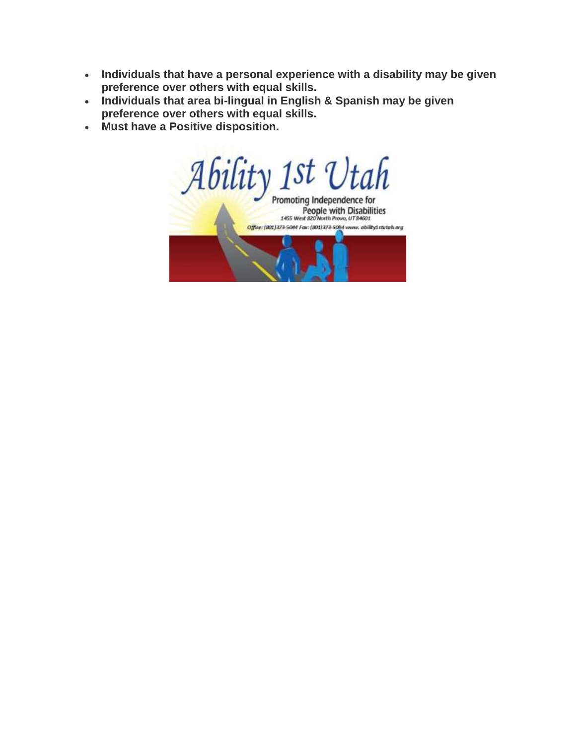- **Individuals that have a personal experience with a disability may be given preference over others with equal skills.**
- **Individuals that area bi-lingual in English & Spanish may be given preference over others with equal skills.**
- **Must have a Positive disposition.**

Ability 1st Utah

Promoting Independence for People with Disabilities

1455 West 820 North Provo, UT 84601

Office: (801)373-5044 Fax: (801)373-5094 www. ability1stutah.org